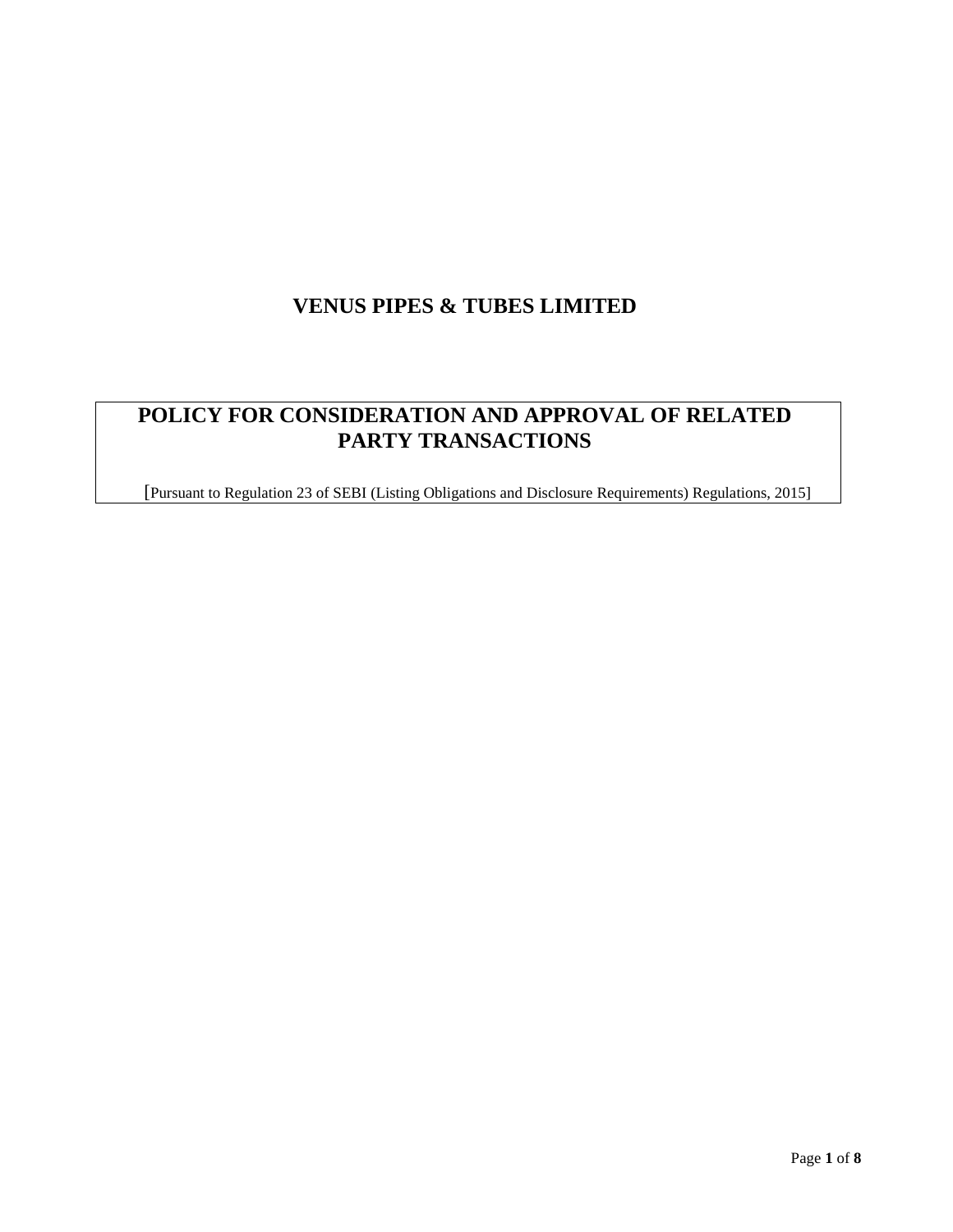# VENUS PIPES & TUBES LIMITED

## POLICY FOR CONSIDERATION AND APPROVAL OF RELATED PARTY TRANSACTIONS

[Pursuant to Regulation 23 of SEBI (Listing Obligations and Disclosure Requirements) Regulations, 2015]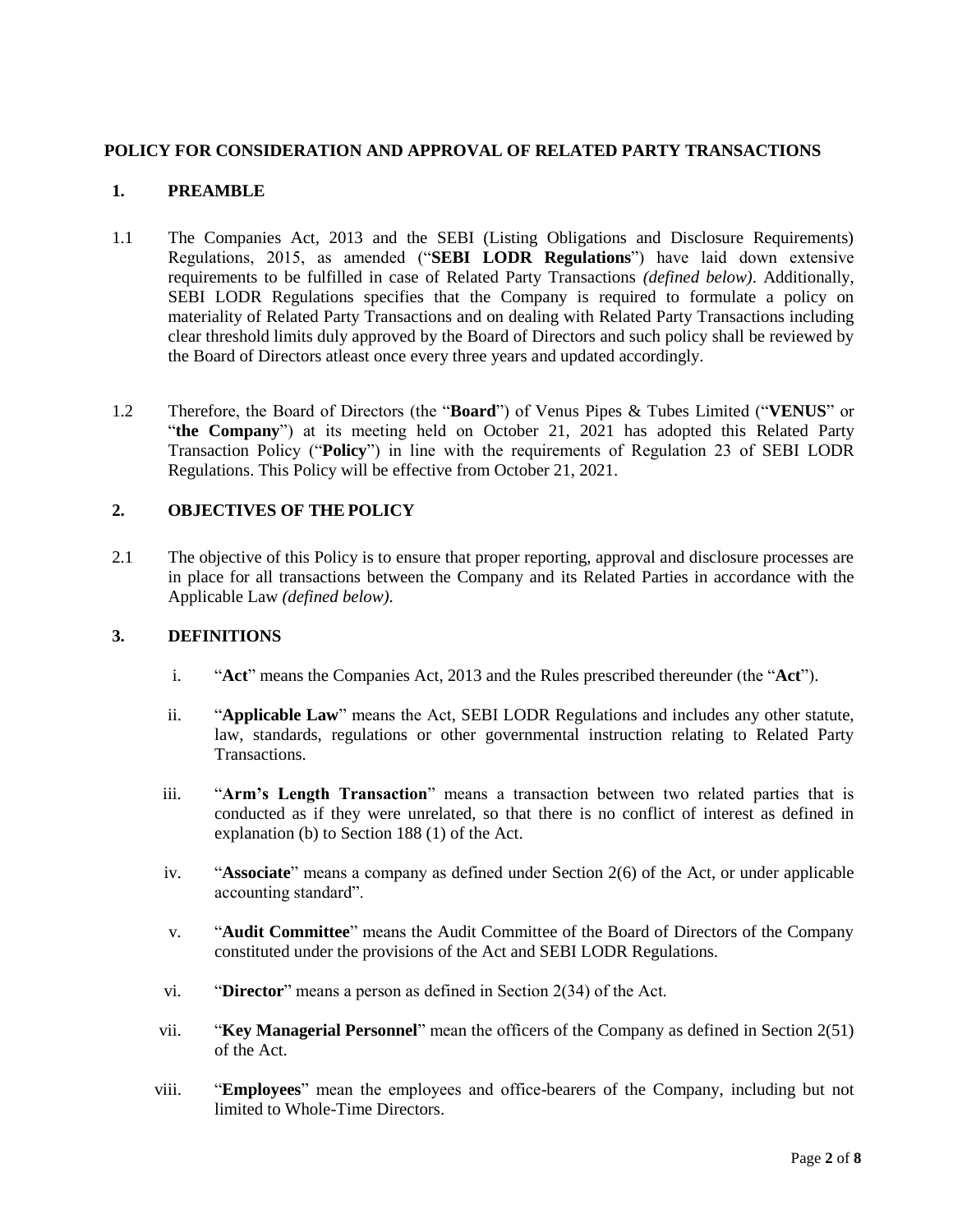# POLICY FOR CONSIDERATION AND APPROVAL OF RELATED PARTY TRANSACTIONS

## 1. PREAMBLE

1.1 The Companies Act, 2013 and the SEBI (Listing Obligations and Disclosure Requirements) Regulations, 2015, as amended ("**SEBI LODR Regulations**") have laid down extensive requirements to be fulfilled in case of Related Party Transactions *(defined below)*. Additionally, SEBI LODR Regulations specifies that the Company is required to formulate a policy on materiality of Related Party Transactions and on dealing with Related Party Transactions including clear threshold limits duly approved by the Board of Directors and such policy shall be reviewed by the Board of Directors atleast once every three years and updated accordingly.

1.2 Therefore, the Board of Directors (the "**Board**") of Venus Pipes & Tubes Limited ("**VENUS**" or "**the Company**") at its meeting held on October 21, 2021 has adopted this Related Party Transaction Policy ("**Policy**") in line with the requirements of Regulation 23 of SEBI LODR Regulations. This Policy will be effective from October 21, 2021.

## 2. OBJECTIVES OF THE POLICY

2.1 The objective of this Policy is to ensure that proper reporting, approval and disclosure processes are in place for all transactions between the Company and its Related Parties in accordance with the Applicable Law *(defined below)*.

## 3. DEFINITIONS

i. "**Act**" means the Companies Act, 2013 and the Rules prescribed thereunder (the "**Act**").

ii. "**Applicable Law**" means the Act, SEBI LODR Regulations and includes any other statute, law, standards, regulations or other governmental instruction relating to Related Party Transactions.

iii. "**Arm's Length Transaction**" means a transaction between two related parties that is conducted as if they were unrelated, so that there is no conflict of interest as defined in explanation (b) to Section 188 (1) of the Act.

iv. "**Associate**" means a company as defined under Section 2(6) of the Act, or under applicable accounting standard".

v. "**Audit Committee**" means the Audit Committee of the Board of Directors of the Company constituted under the provisions of the Act and SEBI LODR Regulations.

vi. "**Director**" means a person as defined in Section 2(34) of the Act.

vii. "**Key Managerial Personnel**" mean the officers of the Company as defined in Section 2(51) of the Act.

viii. "**Employees**" mean the employees and office-bearers of the Company, including but not limited to Whole-Time Directors.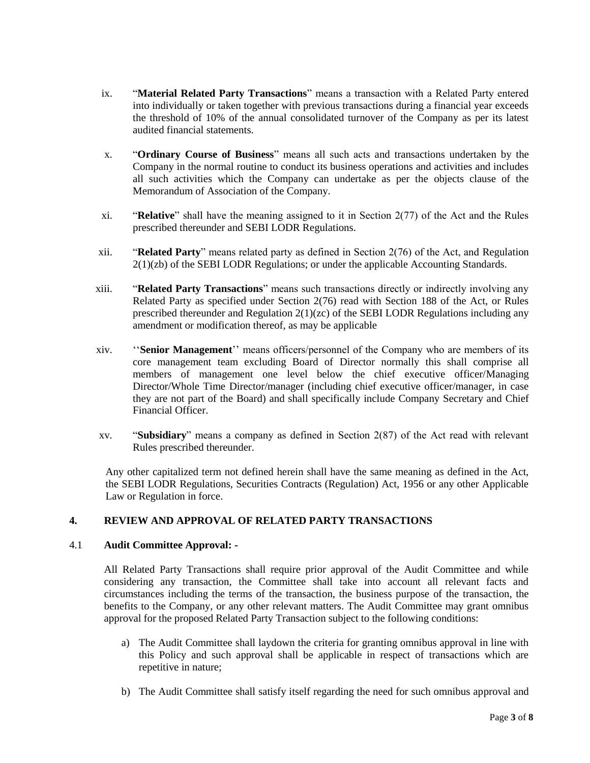ix. "**Material Related Party Transactions**" means a transaction with a Related Party entered into individually or taken together with previous transactions during a financial year exceeds the threshold of 10% of the annual consolidated turnover of the Company as per its latest audited financial statements.

x. "**Ordinary Course of Business**" means all such acts and transactions undertaken by the Company in the normal routine to conduct its business operations and activities and includes all such activities which the Company can undertake as per the objects clause of the Memorandum of Association of the Company.

xi. "**Relative**" shall have the meaning assigned to it in Section 2(77) of the Act and the Rules prescribed thereunder and SEBI LODR Regulations.

xii. "**Related Party**" means related party as defined in Section 2(76) of the Act, and Regulation 2(1)(zb) of the SEBI LODR Regulations; or under the applicable Accounting Standards.

xiii. "**Related Party Transactions**" means such transactions directly or indirectly involving any Related Party as specified under Section 2(76) read with Section 188 of the Act, or Rules prescribed thereunder and Regulation 2(1)(zc) of the SEBI LODR Regulations including any amendment or modification thereof, as may be applicable

xiv. ''**Senior Management**'' means officers/personnel of the Company who are members of its core management team excluding Board of Director normally this shall comprise all members of management one level below the chief executive officer/Managing Director/Whole Time Director/manager (including chief executive officer/manager, in case they are not part of the Board) and shall specifically include Company Secretary and Chief Financial Officer.

xv. "**Subsidiary**" means a company as defined in Section 2(87) of the Act read with relevant Rules prescribed thereunder.

Any other capitalized term not defined herein shall have the same meaning as defined in the Act, the SEBI LODR Regulations, Securities Contracts (Regulation) Act, 1956 or any other Applicable Law or Regulation in force.

## 4. REVIEW AND APPROVAL OF RELATED PARTY TRANSACTIONS

### 4.1 Audit Committee Approval: -

All Related Party Transactions shall require prior approval of the Audit Committee and while considering any transaction, the Committee shall take into account all relevant facts and circumstances including the terms of the transaction, the business purpose of the transaction, the benefits to the Company, or any other relevant matters. The Audit Committee may grant omnibus approval for the proposed Related Party Transaction subject to the following conditions:

a) The Audit Committee shall laydown the criteria for granting omnibus approval in line with this Policy and such approval shall be applicable in respect of transactions which are repetitive in nature;

b) The Audit Committee shall satisfy itself regarding the need for such omnibus approval and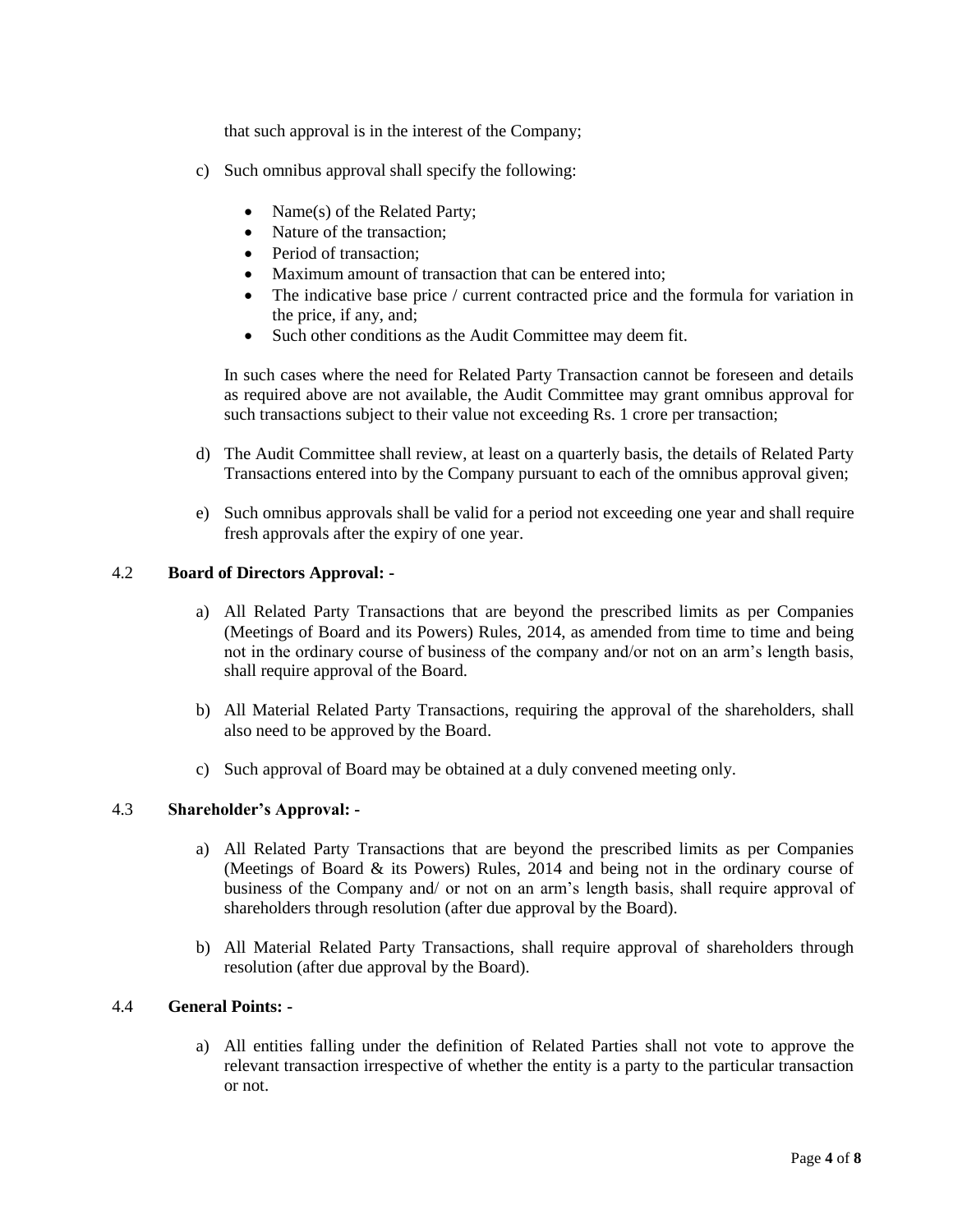that such approval is in the interest of the Company;

c) Such omnibus approval shall specify the following:

- Name(s) of the Related Party;
- Nature of the transaction;
- Period of transaction;
- Maximum amount of transaction that can be entered into;
- The indicative base price / current contracted price and the formula for variation in the price, if any, and;
- Such other conditions as the Audit Committee may deem fit.

In such cases where the need for Related Party Transaction cannot be foreseen and details as required above are not available, the Audit Committee may grant omnibus approval for such transactions subject to their value not exceeding Rs. 1 crore per transaction;

d) The Audit Committee shall review, at least on a quarterly basis, the details of Related Party Transactions entered into by the Company pursuant to each of the omnibus approval given;

e) Such omnibus approvals shall be valid for a period not exceeding one year and shall require fresh approvals after the expiry of one year.

### 4.2 **Board of Directors Approval: -**

a) All Related Party Transactions that are beyond the prescribed limits as per Companies (Meetings of Board and its Powers) Rules, 2014, as amended from time to time and being not in the ordinary course of business of the company and/or not on an arm's length basis, shall require approval of the Board.

b) All Material Related Party Transactions, requiring the approval of the shareholders, shall also need to be approved by the Board.

c) Such approval of Board may be obtained at a duly convened meeting only.

### 4.3 **Shareholder's Approval: -**

a) All Related Party Transactions that are beyond the prescribed limits as per Companies (Meetings of Board & its Powers) Rules, 2014 and being not in the ordinary course of business of the Company and/ or not on an arm's length basis, shall require approval of shareholders through resolution (after due approval by the Board).

b) All Material Related Party Transactions, shall require approval of shareholders through resolution (after due approval by the Board).

### 4.4 **General Points: -**

a) All entities falling under the definition of Related Parties shall not vote to approve the relevant transaction irrespective of whether the entity is a party to the particular transaction or not.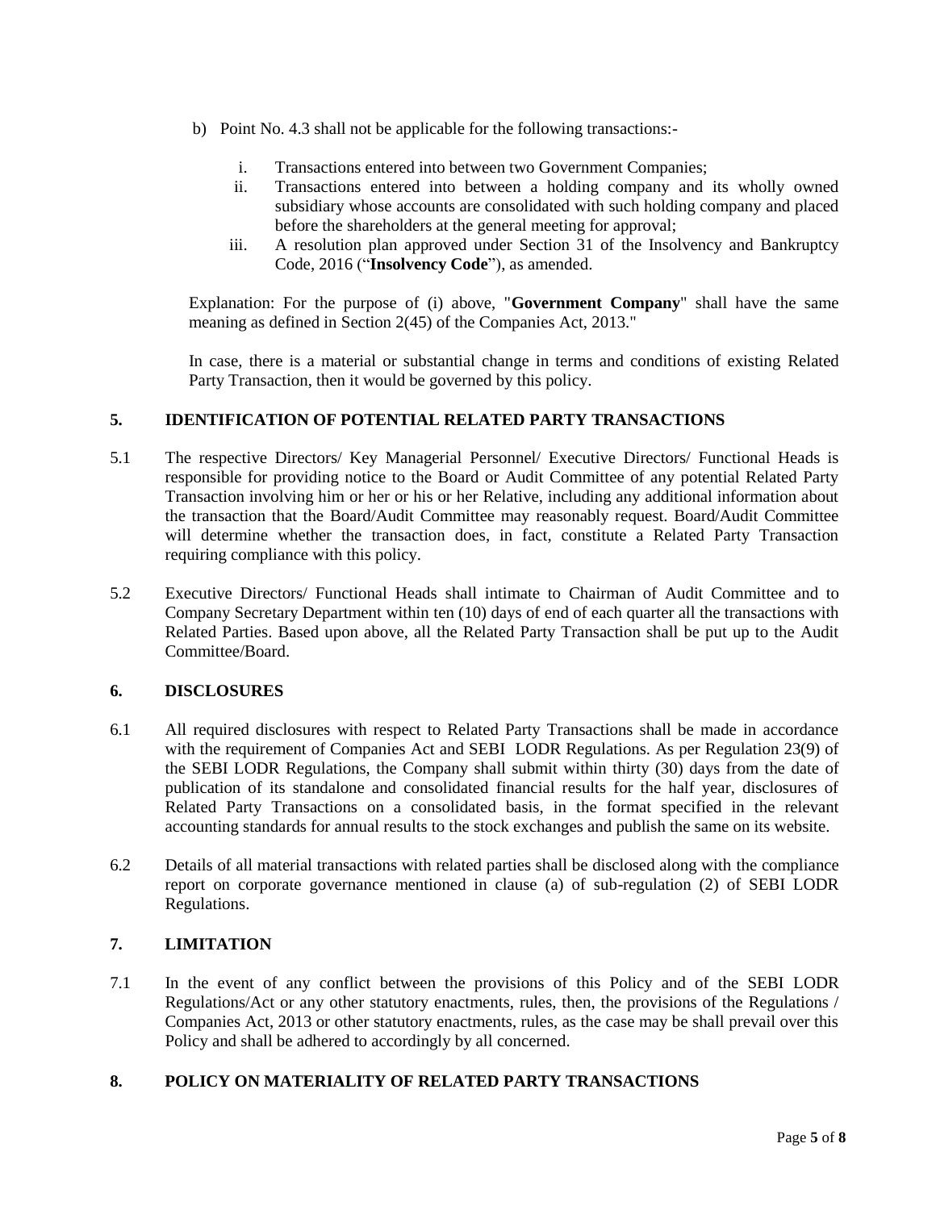b) Point No. 4.3 shall not be applicable for the following transactions:-

   i. Transactions entered into between two Government Companies;
   ii. Transactions entered into between a holding company and its wholly owned subsidiary whose accounts are consolidated with such holding company and placed before the shareholders at the general meeting for approval;
   iii. A resolution plan approved under Section 31 of the Insolvency and Bankruptcy Code, 2016 ("**Insolvency Code**"), as amended.

Explanation: For the purpose of (i) above, "**Government Company**" shall have the same meaning as defined in Section 2(45) of the Companies Act, 2013."

In case, there is a material or substantial change in terms and conditions of existing Related Party Transaction, then it would be governed by this policy.

## 5. IDENTIFICATION OF POTENTIAL RELATED PARTY TRANSACTIONS

5.1 The respective Directors/ Key Managerial Personnel/ Executive Directors/ Functional Heads is responsible for providing notice to the Board or Audit Committee of any potential Related Party Transaction involving him or her or his or her Relative, including any additional information about the transaction that the Board/Audit Committee may reasonably request. Board/Audit Committee will determine whether the transaction does, in fact, constitute a Related Party Transaction requiring compliance with this policy.

5.2 Executive Directors/ Functional Heads shall intimate to Chairman of Audit Committee and to Company Secretary Department within ten (10) days of end of each quarter all the transactions with Related Parties. Based upon above, all the Related Party Transaction shall be put up to the Audit Committee/Board.

## 6. DISCLOSURES

6.1 All required disclosures with respect to Related Party Transactions shall be made in accordance with the requirement of Companies Act and SEBI LODR Regulations. As per Regulation 23(9) of the SEBI LODR Regulations, the Company shall submit within thirty (30) days from the date of publication of its standalone and consolidated financial results for the half year, disclosures of Related Party Transactions on a consolidated basis, in the format specified in the relevant accounting standards for annual results to the stock exchanges and publish the same on its website.

6.2 Details of all material transactions with related parties shall be disclosed along with the compliance report on corporate governance mentioned in clause (a) of sub-regulation (2) of SEBI LODR Regulations.

## 7. LIMITATION

7.1 In the event of any conflict between the provisions of this Policy and of the SEBI LODR Regulations/Act or any other statutory enactments, rules, then, the provisions of the Regulations / Companies Act, 2013 or other statutory enactments, rules, as the case may be shall prevail over this Policy and shall be adhered to accordingly by all concerned.

## 8. POLICY ON MATERIALITY OF RELATED PARTY TRANSACTIONS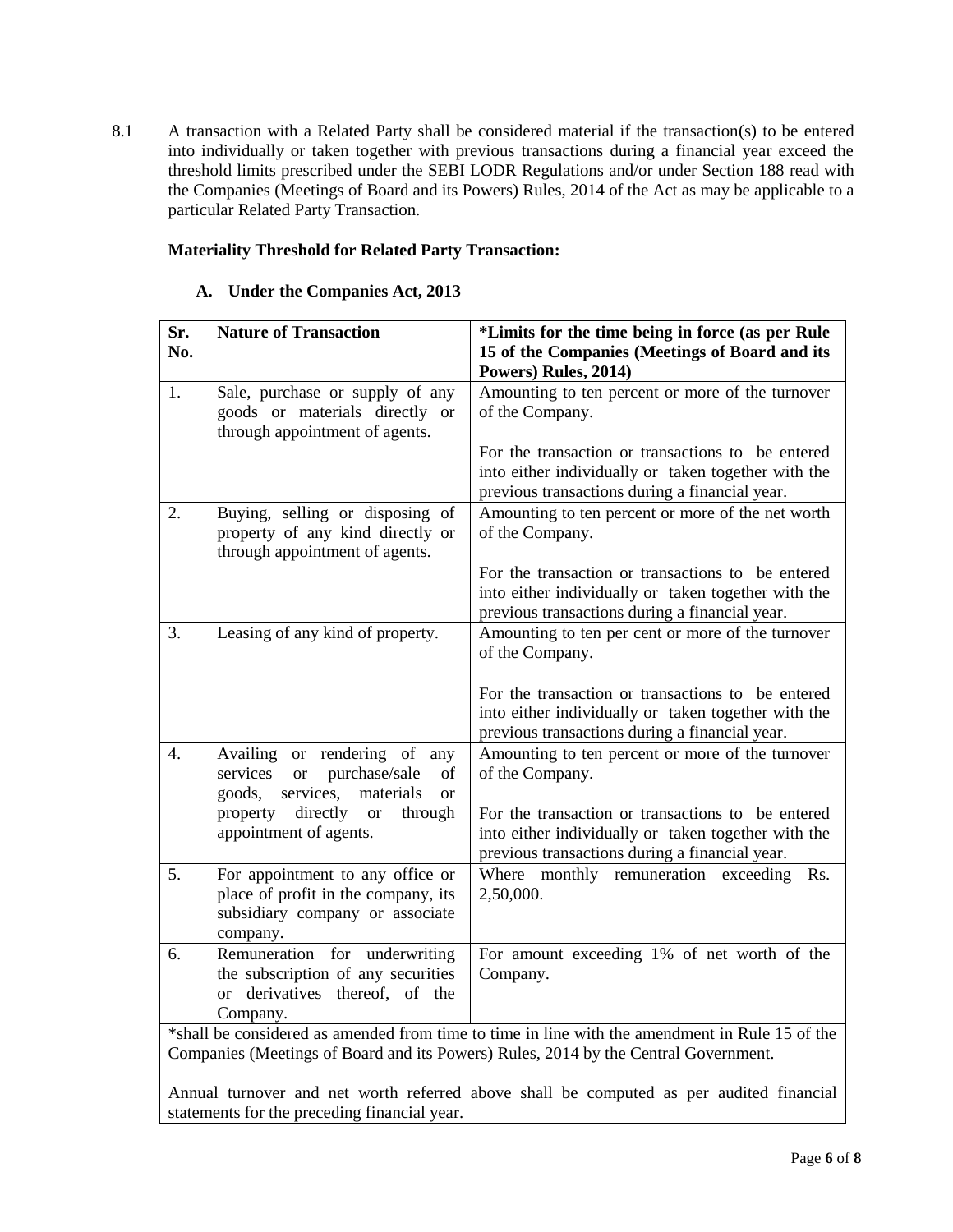8.1 A transaction with a Related Party shall be considered material if the transaction(s) to be entered into individually or taken together with previous transactions during a financial year exceed the threshold limits prescribed under the SEBI LODR Regulations and/or under Section 188 read with the Companies (Meetings of Board and its Powers) Rules, 2014 of the Act as may be applicable to a particular Related Party Transaction.

**Materiality Threshold for Related Party Transaction:**

**A. Under the Companies Act, 2013**

| Sr. No. | Nature of Transaction | *Limits for the time being in force (as per Rule 15 of the Companies (Meetings of Board and its Powers) Rules, 2014) |
|---|---|---|
| 1. | Sale, purchase or supply of any goods or materials directly or through appointment of agents. | Amounting to ten percent or more of the turnover of the Company.<br><br>For the transaction or transactions to be entered into either individually or taken together with the previous transactions during a financial year. |
| 2. | Buying, selling or disposing of property of any kind directly or through appointment of agents. | Amounting to ten percent or more of the net worth of the Company.<br><br>For the transaction or transactions to be entered into either individually or taken together with the previous transactions during a financial year. |
| 3. | Leasing of any kind of property. | Amounting to ten per cent or more of the turnover of the Company.<br><br>For the transaction or transactions to be entered into either individually or taken together with the previous transactions during a financial year. |
| 4. | Availing or rendering of any services or purchase/sale of goods, services, materials or property directly or through appointment of agents. | Amounting to ten percent or more of the turnover of the Company.<br><br>For the transaction or transactions to be entered into either individually or taken together with the previous transactions during a financial year. |
| 5. | For appointment to any office or place of profit in the company, its subsidiary company or associate company. | Where monthly remuneration exceeding Rs. 2,50,000. |
| 6. | Remuneration for underwriting the subscription of any securities or derivatives thereof, of the Company. | For amount exceeding 1% of net worth of the Company. |

*shall be considered as amended from time to time in line with the amendment in Rule 15 of the Companies (Meetings of Board and its Powers) Rules, 2014 by the Central Government.

Annual turnover and net worth referred above shall be computed as per audited financial statements for the preceding financial year.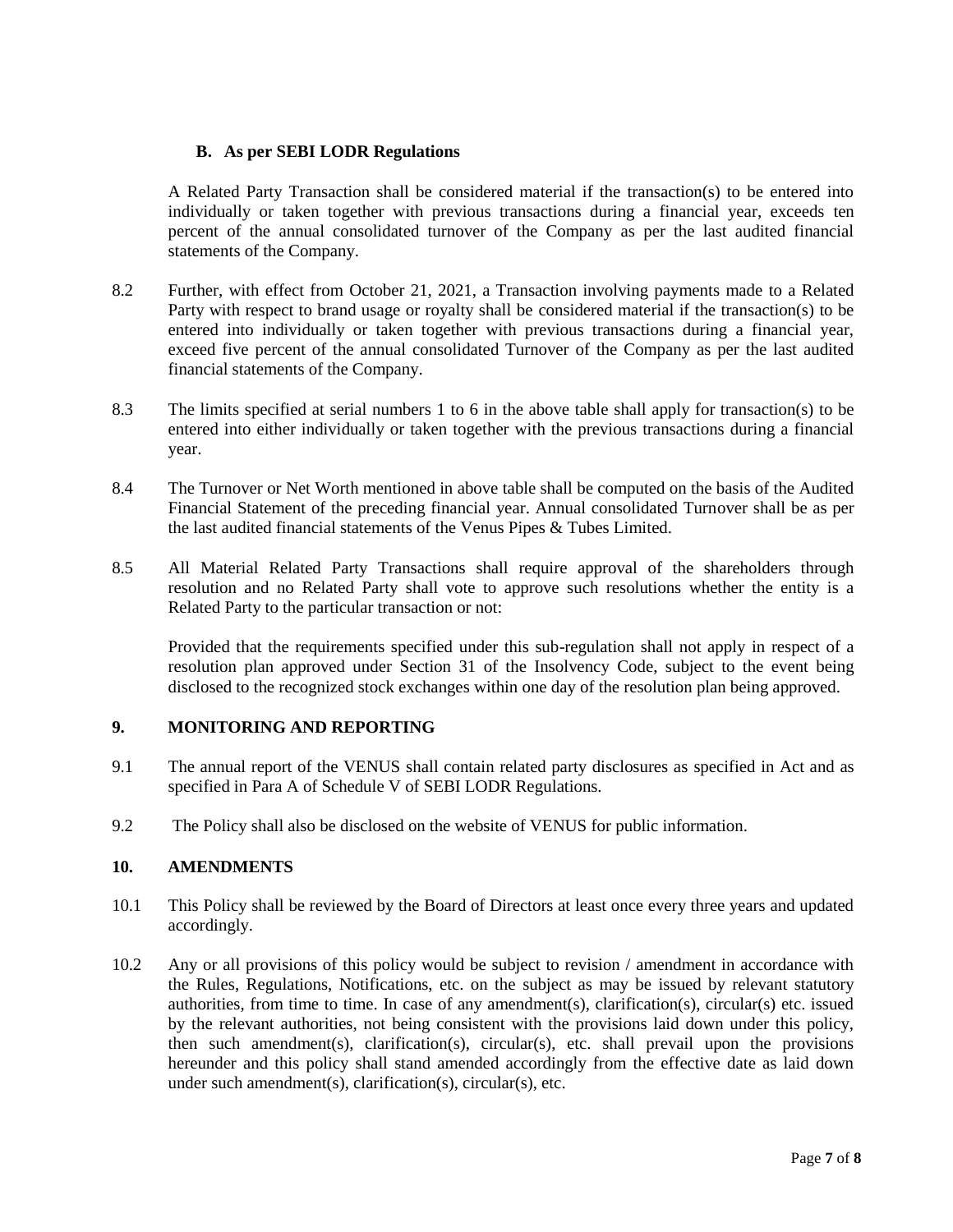### B. As per SEBI LODR Regulations

A Related Party Transaction shall be considered material if the transaction(s) to be entered into individually or taken together with previous transactions during a financial year, exceeds ten percent of the annual consolidated turnover of the Company as per the last audited financial statements of the Company.

8.2 Further, with effect from October 21, 2021, a Transaction involving payments made to a Related Party with respect to brand usage or royalty shall be considered material if the transaction(s) to be entered into individually or taken together with previous transactions during a financial year, exceed five percent of the annual consolidated Turnover of the Company as per the last audited financial statements of the Company.

8.3 The limits specified at serial numbers 1 to 6 in the above table shall apply for transaction(s) to be entered into either individually or taken together with the previous transactions during a financial year.

8.4 The Turnover or Net Worth mentioned in above table shall be computed on the basis of the Audited Financial Statement of the preceding financial year. Annual consolidated Turnover shall be as per the last audited financial statements of the Venus Pipes & Tubes Limited.

8.5 All Material Related Party Transactions shall require approval of the shareholders through resolution and no Related Party shall vote to approve such resolutions whether the entity is a Related Party to the particular transaction or not:

Provided that the requirements specified under this sub-regulation shall not apply in respect of a resolution plan approved under Section 31 of the Insolvency Code, subject to the event being disclosed to the recognized stock exchanges within one day of the resolution plan being approved.

## 9. MONITORING AND REPORTING

9.1 The annual report of the VENUS shall contain related party disclosures as specified in Act and as specified in Para A of Schedule V of SEBI LODR Regulations.

9.2 The Policy shall also be disclosed on the website of VENUS for public information.

## 10. AMENDMENTS

10.1 This Policy shall be reviewed by the Board of Directors at least once every three years and updated accordingly.

10.2 Any or all provisions of this policy would be subject to revision / amendment in accordance with the Rules, Regulations, Notifications, etc. on the subject as may be issued by relevant statutory authorities, from time to time. In case of any amendment(s), clarification(s), circular(s) etc. issued by the relevant authorities, not being consistent with the provisions laid down under this policy, then such amendment(s), clarification(s), circular(s), etc. shall prevail upon the provisions hereunder and this policy shall stand amended accordingly from the effective date as laid down under such amendment(s), clarification(s), circular(s), etc.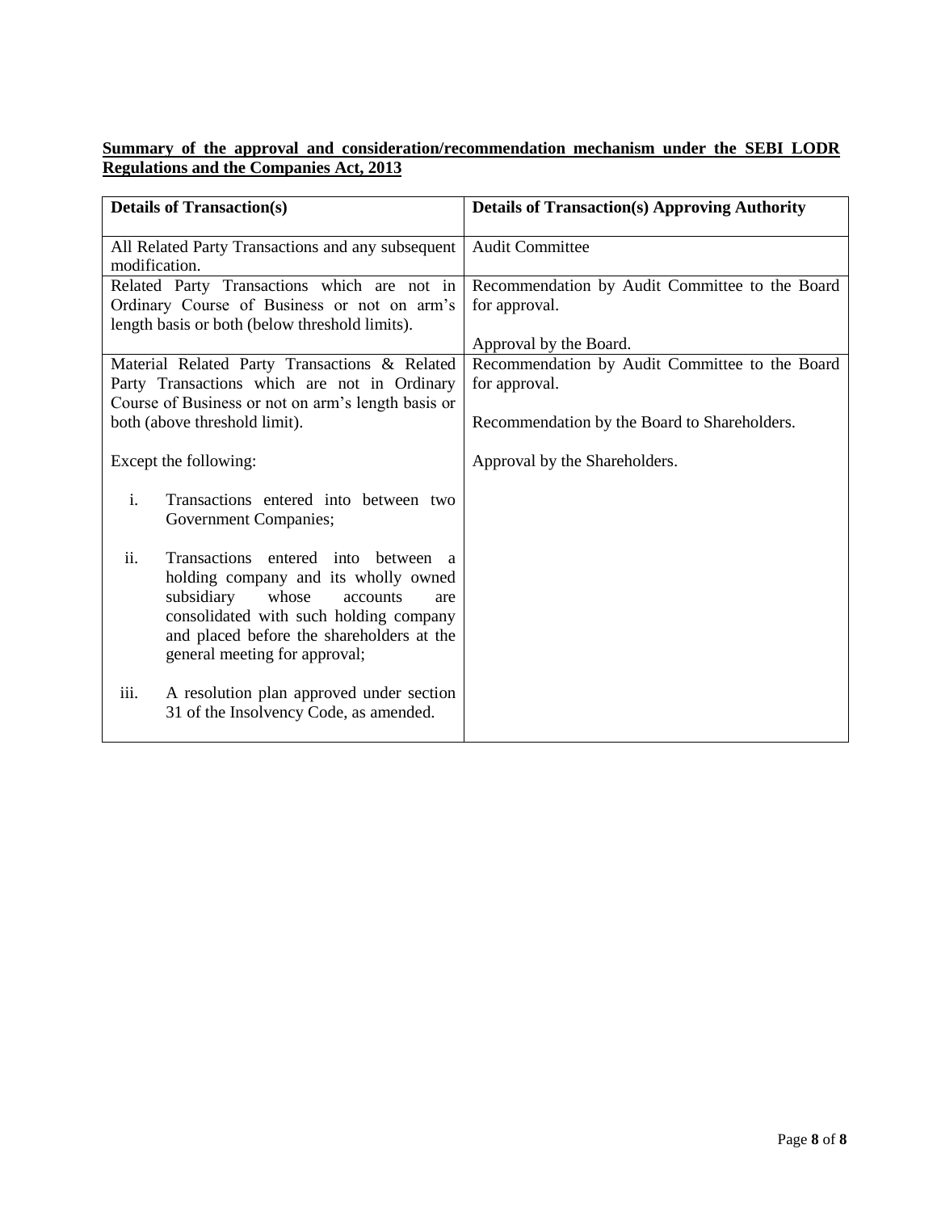**<u>Summary of the approval and consideration/recommendation mechanism under the SEBI LODR Regulations and the Companies Act, 2013</u>**

| **Details of Transaction(s)** | **Details of Transaction(s) Approving Authority** |
|---|---|
| All Related Party Transactions and any subsequent modification. | Audit Committee |
| Related Party Transactions which are not in Ordinary Course of Business or not on arm's length basis or both (below threshold limits). | Recommendation by Audit Committee to the Board for approval.<br><br>Approval by the Board. |
| Material Related Party Transactions & Related Party Transactions which are not in Ordinary Course of Business or not on arm's length basis or both (above threshold limit).<br><br>Except the following:<br><br>i. Transactions entered into between two Government Companies;<br><br>ii. Transactions entered into between a holding company and its wholly owned subsidiary whose accounts are consolidated with such holding company and placed before the shareholders at the general meeting for approval;<br><br>iii. A resolution plan approved under section 31 of the Insolvency Code, as amended. | Recommendation by Audit Committee to the Board for approval.<br><br>Recommendation by the Board to Shareholders.<br><br>Approval by the Shareholders. |